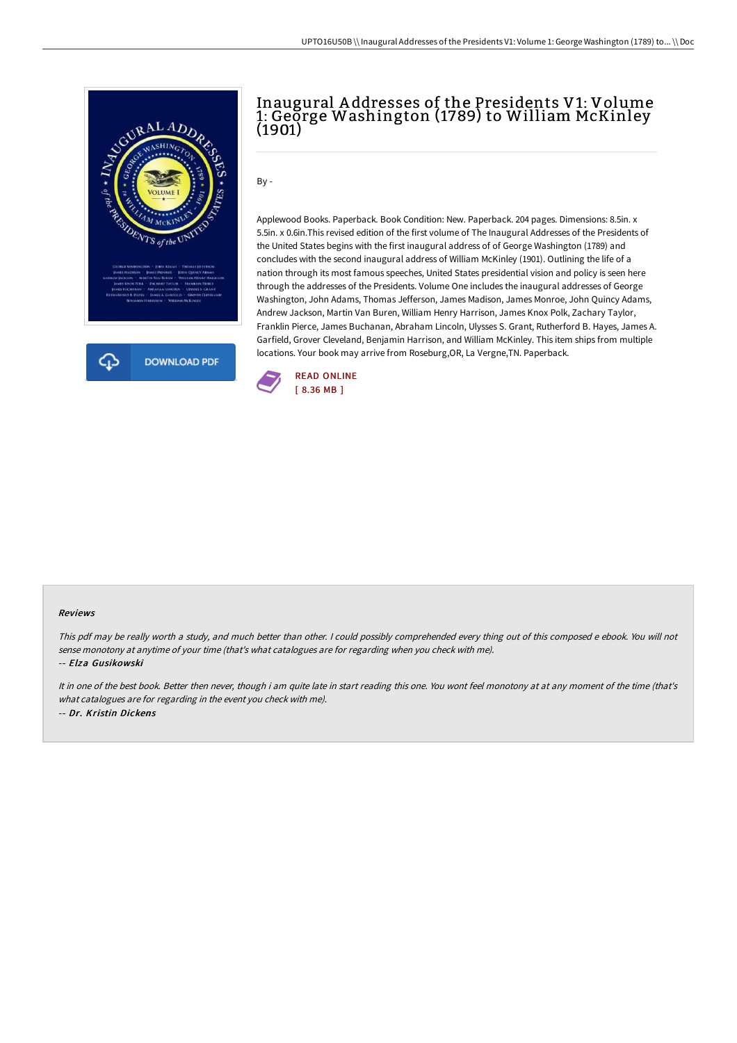# Inaugural Addresses of the Presidents V1: Volume 1: George Washington (1789) to William McKinley (1901)

By -

Applewood Books. Paperback. Book Condition: New. Paperback. 204 pages. Dimensions: 8.5in. x 5.5in. x 0.6in.This revised edition of the first volume of The Inaugural Addresses of the Presidents of the United States begins with the first inaugural address of of George Washington (1789) and concludes with the second inaugural address of William McKinley (1901). Outlining the life of a nation through its most famous speeches, United States presidential vision and policy is seen here through the addresses of the Presidents. Volume One includes the inaugural addresses of George Washington, John Adams, Thomas Jefferson, James Madison, James Monroe, John Quincy Adams, Andrew Jackson, Martin Van Buren, William Henry Harrison, James Knox Polk, Zachary Taylor, Franklin Pierce, James Buchanan, Abraham Lincoln, Ulysses S. Grant, Rutherford B. Hayes, James A. Garfield, Grover Cleveland, Benjamin Harrison, and William McKinley. This item ships from multiple locations. Your book may arrive from Roseburg,OR, La Vergne,TN. Paperback.

READ ONLINE
[ 8.36 MB ]

#### Reviews

*This pdf may be really worth a study, and much better than other. I could possibly comprehended every thing out of this composed e ebook. You will not sense monotony at anytime of your time (that's what catalogues are for regarding when you check with me).*

-- ***Elza Gusikowski***

*It in one of the best book. Better then never, though i am quite late in start reading this one. You wont feel monotony at at any moment of the time (that's what catalogues are for regarding in the event you check with me).*

-- ***Dr. Kristin Dickens***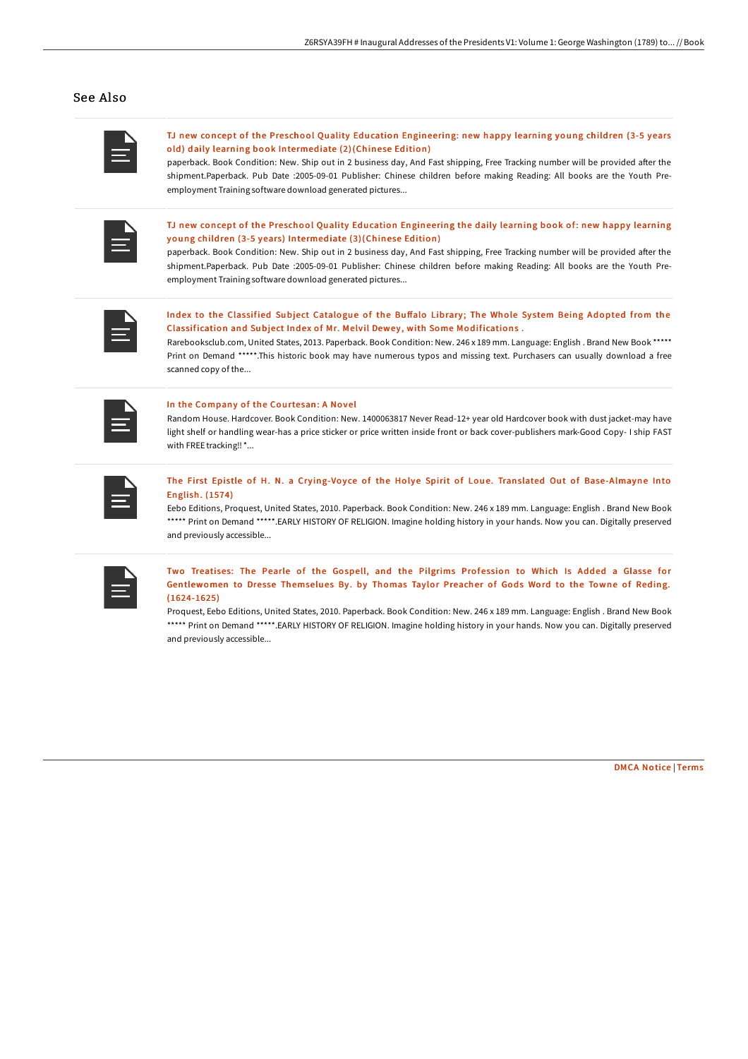## See Also

**TJ new concept of the Preschool Quality Education Engineering: new happy learning young children (3-5 years old) daily learning book Intermediate (2)(Chinese Edition)**

paperback. Book Condition: New. Ship out in 2 business day, And Fast shipping, Free Tracking number will be provided after the shipment.Paperback. Pub Date :2005-09-01 Publisher: Chinese children before making Reading: All books are the Youth Pre-employment Training software download generated pictures...

**TJ new concept of the Preschool Quality Education Engineering the daily learning book of: new happy learning young children (3-5 years) Intermediate (3)(Chinese Edition)**

paperback. Book Condition: New. Ship out in 2 business day, And Fast shipping, Free Tracking number will be provided after the shipment.Paperback. Pub Date :2005-09-01 Publisher: Chinese children before making Reading: All books are the Youth Pre-employment Training software download generated pictures...

**Index to the Classified Subject Catalogue of the Buffalo Library; The Whole System Being Adopted from the Classification and Subject Index of Mr. Melvil Dewey, with Some Modifications .**

Rarebooksclub.com, United States, 2013. Paperback. Book Condition: New. 246 x 189 mm. Language: English . Brand New Book ***** Print on Demand *****.This historic book may have numerous typos and missing text. Purchasers can usually download a free scanned copy of the...

**In the Company of the Courtesan: A Novel**

Random House. Hardcover. Book Condition: New. 1400063817 Never Read-12+ year old Hardcover book with dust jacket-may have light shelf or handling wear-has a price sticker or price written inside front or back cover-publishers mark-Good Copy- I ship FAST with FREE tracking!! *...

**The First Epistle of H. N. a Crying-Voyce of the Holye Spirit of Loue. Translated Out of Base-Almayne Into English. (1574)**

Eebo Editions, Proquest, United States, 2010. Paperback. Book Condition: New. 246 x 189 mm. Language: English . Brand New Book ***** Print on Demand *****.EARLY HISTORY OF RELIGION. Imagine holding history in your hands. Now you can. Digitally preserved and previously accessible...

**Two Treatises: The Pearle of the Gospell, and the Pilgrims Profession to Which Is Added a Glasse for Gentlewomen to Dresse Themselues By. by Thomas Taylor Preacher of Gods Word to the Towne of Reding. (1624-1625)**

Proquest, Eebo Editions, United States, 2010. Paperback. Book Condition: New. 246 x 189 mm. Language: English . Brand New Book ***** Print on Demand *****.EARLY HISTORY OF RELIGION. Imagine holding history in your hands. Now you can. Digitally preserved and previously accessible...

DMCA Notice | Terms